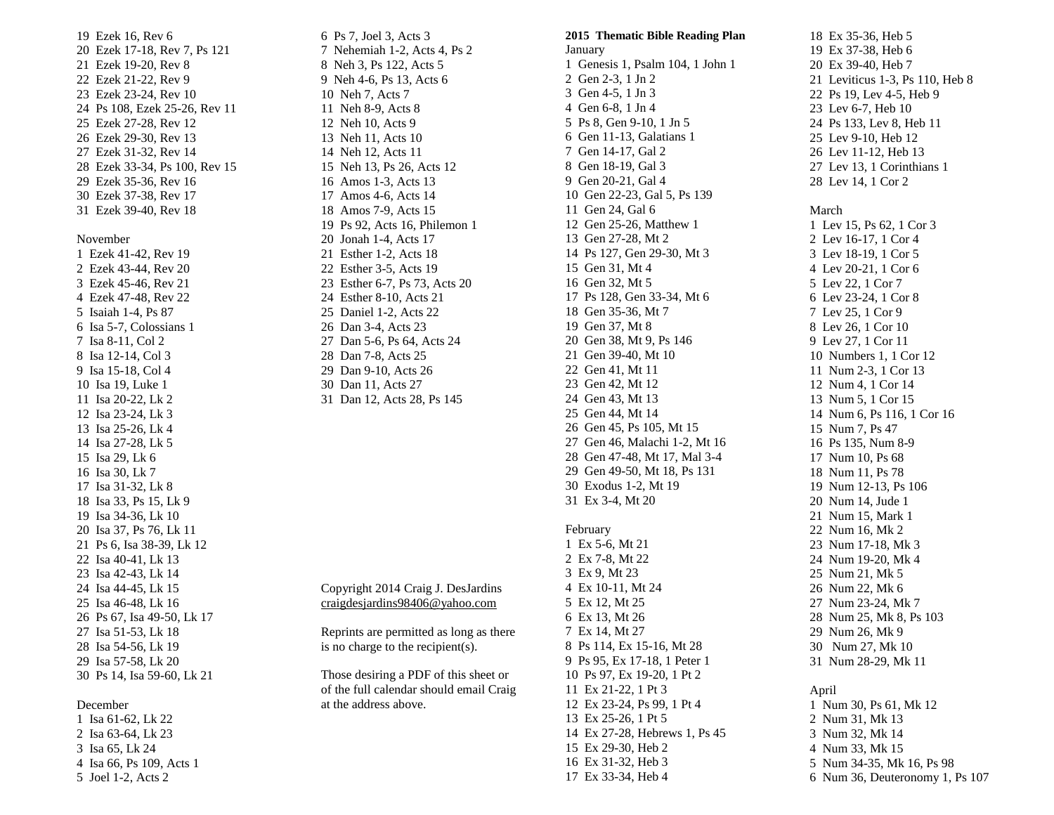19 Ezek 16, Rev 6
20 Ezek 17-18, Rev 7, Ps 121
21 Ezek 19-20, Rev 8
22 Ezek 21-22, Rev 9
23 Ezek 23-24, Rev 10
24 Ps 108, Ezek 25-26, Rev 11
25 Ezek 27-28, Rev 12
26 Ezek 29-30, Rev 13
27 Ezek 31-32, Rev 14
28 Ezek 33-34, Ps 100, Rev 15
29 Ezek 35-36, Rev 16
30 Ezek 37-38, Rev 17
31 Ezek 39-40, Rev 18

November
1 Ezek 41-42, Rev 19
2 Ezek 43-44, Rev 20
3 Ezek 45-46, Rev 21
4 Ezek 47-48, Rev 22
5 Isaiah 1-4, Ps 87
6 Isa 5-7, Colossians 1
7 Isa 8-11, Col 2
8 Isa 12-14, Col 3
9 Isa 15-18, Col 4
10 Isa 19, Luke 1
11 Isa 20-22, Lk 2
12 Isa 23-24, Lk 3
13 Isa 25-26, Lk 4
14 Isa 27-28, Lk 5
15 Isa 29, Lk 6
16 Isa 30, Lk 7
17 Isa 31-32, Lk 8
18 Isa 33, Ps 15, Lk 9
19 Isa 34-36, Lk 10
20 Isa 37, Ps 76, Lk 11
21 Ps 6, Isa 38-39, Lk 12
22 Isa 40-41, Lk 13
23 Isa 42-43, Lk 14
24 Isa 44-45, Lk 15
25 Isa 46-48, Lk 16
26 Ps 67, Isa 49-50, Lk 17
27 Isa 51-53, Lk 18
28 Isa 54-56, Lk 19
29 Isa 57-58, Lk 20
30 Ps 14, Isa 59-60, Lk 21

December
1 Isa 61-62, Lk 22
2 Isa 63-64, Lk 23
3 Isa 65, Lk 24
4 Isa 66, Ps 109, Acts 1
5 Joel 1-2, Acts 2
6 Ps 7, Joel 3, Acts 3
7 Nehemiah 1-2, Acts 4, Ps 2
8 Neh 3, Ps 122, Acts 5
9 Neh 4-6, Ps 13, Acts 6
10 Neh 7, Acts 7
11 Neh 8-9, Acts 8
12 Neh 10, Acts 9
13 Neh 11, Acts 10
14 Neh 12, Acts 11
15 Neh 13, Ps 26, Acts 12
16 Amos 1-3, Acts 13
17 Amos 4-6, Acts 14
18 Amos 7-9, Acts 15
19 Ps 92, Acts 16, Philemon 1
20 Jonah 1-4, Acts 17
21 Esther 1-2, Acts 18
22 Esther 3-5, Acts 19
23 Esther 6-7, Ps 73, Acts 20
24 Esther 8-10, Acts 21
25 Daniel 1-2, Acts 22
26 Dan 3-4, Acts 23
27 Dan 5-6, Ps 64, Acts 24
28 Dan 7-8, Acts 25
29 Dan 9-10, Acts 26
30 Dan 11, Acts 27
31 Dan 12, Acts 28, Ps 145

Copyright 2014 Craig J. DesJardins
craigdesjardins98406@yahoo.com

Reprints are permitted as long as there is no charge to the recipient(s).

Those desiring a PDF of this sheet or of the full calendar should email Craig at the address above.

**2015 Thematic Bible Reading Plan**

January
1 Genesis 1, Psalm 104, 1 John 1
2 Gen 2-3, 1 Jn 2
3 Gen 4-5, 1 Jn 3
4 Gen 6-8, 1 Jn 4
5 Ps 8, Gen 9-10, 1 Jn 5
6 Gen 11-13, Galatians 1
7 Gen 14-17, Gal 2
8 Gen 18-19, Gal 3
9 Gen 20-21, Gal 4
10 Gen 22-23, Gal 5, Ps 139
11 Gen 24, Gal 6
12 Gen 25-26, Matthew 1
13 Gen 27-28, Mt 2
14 Ps 127, Gen 29-30, Mt 3
15 Gen 31, Mt 4
16 Gen 32, Mt 5
17 Ps 128, Gen 33-34, Mt 6
18 Gen 35-36, Mt 7
19 Gen 37, Mt 8
20 Gen 38, Mt 9, Ps 146
21 Gen 39-40, Mt 10
22 Gen 41, Mt 11
23 Gen 42, Mt 12
24 Gen 43, Mt 13
25 Gen 44, Mt 14
26 Gen 45, Ps 105, Mt 15
27 Gen 46, Malachi 1-2, Mt 16
28 Gen 47-48, Mt 17, Mal 3-4
29 Gen 49-50, Mt 18, Ps 131
30 Exodus 1-2, Mt 19
31 Ex 3-4, Mt 20

February
1 Ex 5-6, Mt 21
2 Ex 7-8, Mt 22
3 Ex 9, Mt 23
4 Ex 10-11, Mt 24
5 Ex 12, Mt 25
6 Ex 13, Mt 26
7 Ex 14, Mt 27
8 Ps 114, Ex 15-16, Mt 28
9 Ps 95, Ex 17-18, 1 Peter 1
10 Ps 97, Ex 19-20, 1 Pt 2
11 Ex 21-22, 1 Pt 3
12 Ex 23-24, Ps 99, 1 Pt 4
13 Ex 25-26, 1 Pt 5
14 Ex 27-28, Hebrews 1, Ps 45
15 Ex 29-30, Heb 2
16 Ex 31-32, Heb 3
17 Ex 33-34, Heb 4
18 Ex 35-36, Heb 5
19 Ex 37-38, Heb 6
20 Ex 39-40, Heb 7
21 Leviticus 1-3, Ps 110, Heb 8
22 Ps 19, Lev 4-5, Heb 9
23 Lev 6-7, Heb 10
24 Ps 133, Lev 8, Heb 11
25 Lev 9-10, Heb 12
26 Lev 11-12, Heb 13
27 Lev 13, 1 Corinthians 1
28 Lev 14, 1 Cor 2

March
1 Lev 15, Ps 62, 1 Cor 3
2 Lev 16-17, 1 Cor 4
3 Lev 18-19, 1 Cor 5
4 Lev 20-21, 1 Cor 6
5 Lev 22, 1 Cor 7
6 Lev 23-24, 1 Cor 8
7 Lev 25, 1 Cor 9
8 Lev 26, 1 Cor 10
9 Lev 27, 1 Cor 11
10 Numbers 1, 1 Cor 12
11 Num 2-3, 1 Cor 13
12 Num 4, 1 Cor 14
13 Num 5, 1 Cor 15
14 Num 6, Ps 116, 1 Cor 16
15 Num 7, Ps 47
16 Ps 135, Num 8-9
17 Num 10, Ps 68
18 Num 11, Ps 78
19 Num 12-13, Ps 106
20 Num 14, Jude 1
21 Num 15, Mark 1
22 Num 16, Mk 2
23 Num 17-18, Mk 3
24 Num 19-20, Mk 4
25 Num 21, Mk 5
26 Num 22, Mk 6
27 Num 23-24, Mk 7
28 Num 25, Mk 8, Ps 103
29 Num 26, Mk 9
30 Num 27, Mk 10
31 Num 28-29, Mk 11

April
1 Num 30, Ps 61, Mk 12
2 Num 31, Mk 13
3 Num 32, Mk 14
4 Num 33, Mk 15
5 Num 34-35, Mk 16, Ps 98
6 Num 36, Deuteronomy 1, Ps 107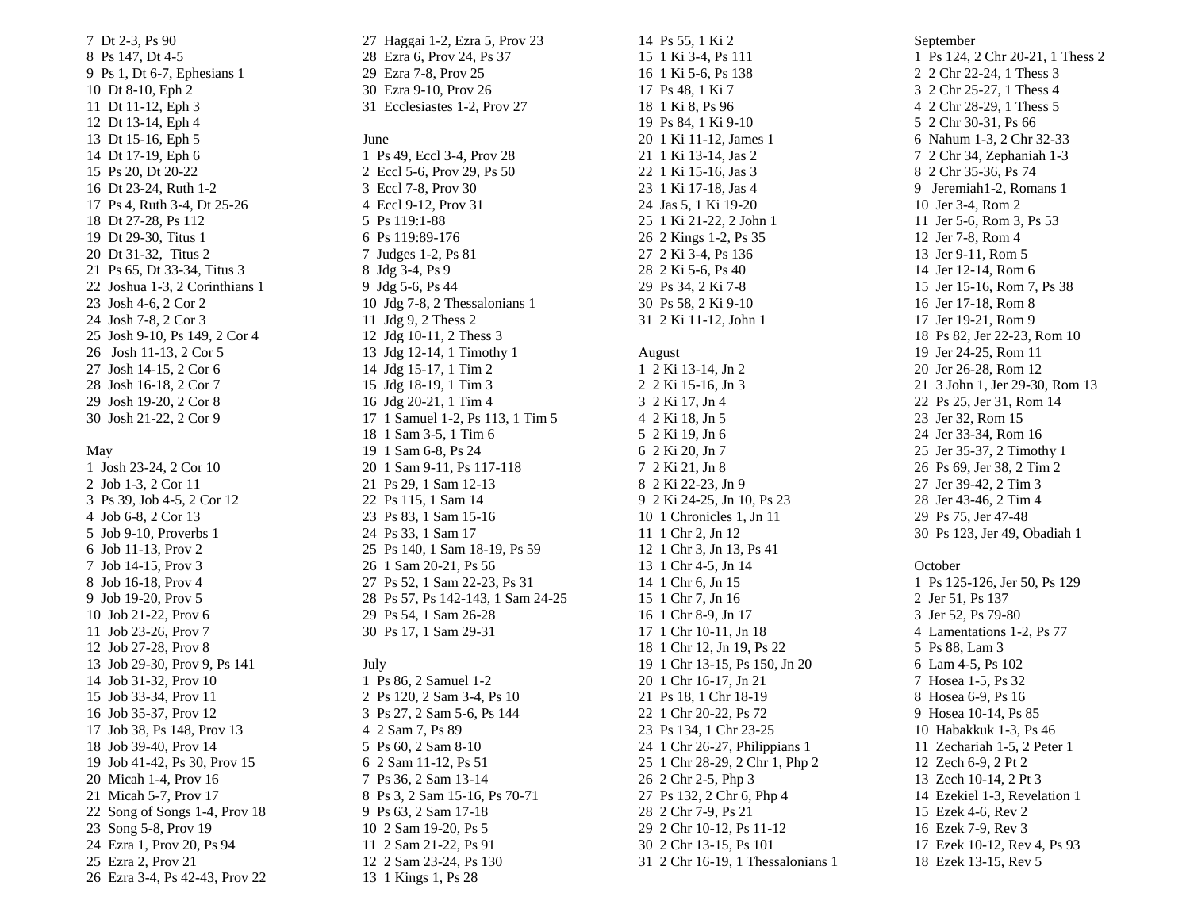7  Dt 2-3, Ps 90
8  Ps 147, Dt 4-5
9  Ps 1, Dt 6-7, Ephesians 1
10  Dt 8-10, Eph 2
11  Dt 11-12, Eph 3
12  Dt 13-14, Eph 4
13  Dt 15-16, Eph 5
14  Dt 17-19, Eph 6
15  Ps 20, Dt 20-22
16  Dt 23-24, Ruth 1-2
17  Ps 4, Ruth 3-4, Dt 25-26
18  Dt 27-28, Ps 112
19  Dt 29-30, Titus 1
20  Dt 31-32,  Titus 2
21  Ps 65, Dt 33-34, Titus 3
22  Joshua 1-3, 2 Corinthians 1
23  Josh 4-6, 2 Cor 2
24  Josh 7-8, 2 Cor 3
25  Josh 9-10, Ps 149, 2 Cor 4
26  Josh 11-13, 2 Cor 5
27  Josh 14-15, 2 Cor 6
28  Josh 16-18, 2 Cor 7
29  Josh 19-20, 2 Cor 8
30  Josh 21-22, 2 Cor 9

May
1  Josh 23-24, 2 Cor 10
2  Job 1-3, 2 Cor 11
3  Ps 39, Job 4-5, 2 Cor 12
4  Job 6-8, 2 Cor 13
5  Job 9-10, Proverbs 1
6  Job 11-13, Prov 2
7  Job 14-15, Prov 3
8  Job 16-18, Prov 4
9  Job 19-20, Prov 5
10  Job 21-22, Prov 6
11  Job 23-26, Prov 7
12  Job 27-28, Prov 8
13  Job 29-30, Prov 9, Ps 141
14  Job 31-32, Prov 10
15  Job 33-34, Prov 11
16  Job 35-37, Prov 12
17  Job 38, Ps 148, Prov 13
18  Job 39-40, Prov 14
19  Job 41-42, Ps 30, Prov 15
20  Micah 1-4, Prov 16
21  Micah 5-7, Prov 17
22  Song of Songs 1-4, Prov 18
23  Song 5-8, Prov 19
24  Ezra 1, Prov 20, Ps 94
25  Ezra 2, Prov 21
26  Ezra 3-4, Ps 42-43, Prov 22
27  Haggai 1-2, Ezra 5, Prov 23
28  Ezra 6, Prov 24, Ps 37
29  Ezra 7-8, Prov 25
30  Ezra 9-10, Prov 26
31  Ecclesiastes 1-2, Prov 27

June
1  Ps 49, Eccl 3-4, Prov 28
2  Eccl 5-6, Prov 29, Ps 50
3  Eccl 7-8, Prov 30
4  Eccl 9-12, Prov 31
5  Ps 119:1-88
6  Ps 119:89-176
7  Judges 1-2, Ps 81
8  Jdg 3-4, Ps 9
9  Jdg 5-6, Ps 44
10  Jdg 7-8, 2 Thessalonians 1
11  Jdg 9, 2 Thess 2
12  Jdg 10-11, 2 Thess 3
13  Jdg 12-14, 1 Timothy 1
14  Jdg 15-17, 1 Tim 2
15  Jdg 18-19, 1 Tim 3
16  Jdg 20-21, 1 Tim 4
17  1 Samuel 1-2, Ps 113, 1 Tim 5
18  1 Sam 3-5, 1 Tim 6
19  1 Sam 6-8, Ps 24
20  1 Sam 9-11, Ps 117-118
21  Ps 29, 1 Sam 12-13
22  Ps 115, 1 Sam 14
23  Ps 83, 1 Sam 15-16
24  Ps 33, 1 Sam 17
25  Ps 140, 1 Sam 18-19, Ps 59
26  1 Sam 20-21, Ps 56
27  Ps 52, 1 Sam 22-23, Ps 31
28  Ps 57, Ps 142-143, 1 Sam 24-25
29  Ps 54, 1 Sam 26-28
30  Ps 17, 1 Sam 29-31

July
1  Ps 86, 2 Samuel 1-2
2  Ps 120, 2 Sam 3-4, Ps 10
3  Ps 27, 2 Sam 5-6, Ps 144
4  2 Sam 7, Ps 89
5  Ps 60, 2 Sam 8-10
6  2 Sam 11-12, Ps 51
7  Ps 36, 2 Sam 13-14
8  Ps 3, 2 Sam 15-16, Ps 70-71
9  Ps 63, 2 Sam 17-18
10  2 Sam 19-20, Ps 5
11  2 Sam 21-22, Ps 91
12  2 Sam 23-24, Ps 130
13  1 Kings 1, Ps 28
14  Ps 55, 1 Ki 2
15  1 Ki 3-4, Ps 111
16  1 Ki 5-6, Ps 138
17  Ps 48, 1 Ki 7
18  1 Ki 8, Ps 96
19  Ps 84, 1 Ki 9-10
20  1 Ki 11-12, James 1
21  1 Ki 13-14, Jas 2
22  1 Ki 15-16, Jas 3
23  1 Ki 17-18, Jas 4
24  Jas 5, 1 Ki 19-20
25  1 Ki 21-22, 2 John 1
26  2 Kings 1-2, Ps 35
27  2 Ki 3-4, Ps 136
28  2 Ki 5-6, Ps 40
29  Ps 34, 2 Ki 7-8
30  Ps 58, 2 Ki 9-10
31  2 Ki 11-12, John 1

August
1  2 Ki 13-14, Jn 2
2  2 Ki 15-16, Jn 3
3  2 Ki 17, Jn 4
4  2 Ki 18, Jn 5
5  2 Ki 19, Jn 6
6  2 Ki 20, Jn 7
7  2 Ki 21, Jn 8
8  2 Ki 22-23, Jn 9
9  2 Ki 24-25, Jn 10, Ps 23
10  1 Chronicles 1, Jn 11
11  1 Chr 2, Jn 12
12  1 Chr 3, Jn 13, Ps 41
13  1 Chr 4-5, Jn 14
14  1 Chr 6, Jn 15
15  1 Chr 7, Jn 16
16  1 Chr 8-9, Jn 17
17  1 Chr 10-11, Jn 18
18  1 Chr 12, Jn 19, Ps 22
19  1 Chr 13-15, Ps 150, Jn 20
20  1 Chr 16-17, Jn 21
21  Ps 18, 1 Chr 18-19
22  1 Chr 20-22, Ps 72
23  Ps 134, 1 Chr 23-25
24  1 Chr 26-27, Philippians 1
25  1 Chr 28-29, 2 Chr 1, Php 2
26  2 Chr 2-5, Php 3
27  Ps 132, 2 Chr 6, Php 4
28  2 Chr 7-9, Ps 21
29  2 Chr 10-12, Ps 11-12
30  2 Chr 13-15, Ps 101
31  2 Chr 16-19, 1 Thessalonians 1

September
1  Ps 124, 2 Chr 20-21, 1 Thess 2
2  2 Chr 22-24, 1 Thess 3
3  2 Chr 25-27, 1 Thess 4
4  2 Chr 28-29, 1 Thess 5
5  2 Chr 30-31, Ps 66
6  Nahum 1-3, 2 Chr 32-33
7  2 Chr 34, Zephaniah 1-3
8  2 Chr 35-36, Ps 74
9  Jeremiah1-2, Romans 1
10  Jer 3-4, Rom 2
11  Jer 5-6, Rom 3, Ps 53
12  Jer 7-8, Rom 4
13  Jer 9-11, Rom 5
14  Jer 12-14, Rom 6
15  Jer 15-16, Rom 7, Ps 38
16  Jer 17-18, Rom 8
17  Jer 19-21, Rom 9
18  Ps 82, Jer 22-23, Rom 10
19  Jer 24-25, Rom 11
20  Jer 26-28, Rom 12
21  3 John 1, Jer 29-30, Rom 13
22  Ps 25, Jer 31, Rom 14
23  Jer 32, Rom 15
24  Jer 33-34, Rom 16
25  Jer 35-37, 2 Timothy 1
26  Ps 69, Jer 38, 2 Tim 2
27  Jer 39-42, 2 Tim 3
28  Jer 43-46, 2 Tim 4
29  Ps 75, Jer 47-48
30  Ps 123, Jer 49, Obadiah 1

October
1  Ps 125-126, Jer 50, Ps 129
2  Jer 51, Ps 137
3  Jer 52, Ps 79-80
4  Lamentations 1-2, Ps 77
5  Ps 88, Lam 3
6  Lam 4-5, Ps 102
7  Hosea 1-5, Ps 32
8  Hosea 6-9, Ps 16
9  Hosea 10-14, Ps 85
10  Habakkuk 1-3, Ps 46
11  Zechariah 1-5, 2 Peter 1
12  Zech 6-9, 2 Pt 2
13  Zech 10-14, 2 Pt 3
14  Ezekiel 1-3, Revelation 1
15  Ezek 4-6, Rev 2
16  Ezek 7-9, Rev 3
17  Ezek 10-12, Rev 4, Ps 93
18  Ezek 13-15, Rev 5